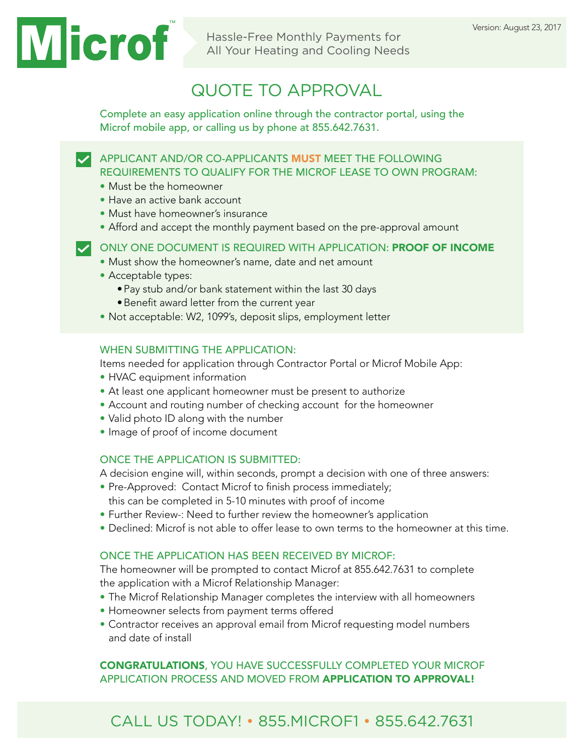Microf™

Hassle-Free Monthly Payments for All Your Heating and Cooling Needs

Version: August 23, 2017

# QUOTE TO APPROVAL

Complete an easy application online through the contractor portal, using the Microf mobile app, or calling us by phone at 855.642.7631.

## APPLICANT AND/OR CO-APPLICANTS **MUST** MEET THE FOLLOWING REQUIREMENTS TO QUALIFY FOR THE MICROF LEASE TO OWN PROGRAM:

- Must be the homeowner
- Have an active bank account
- Must have homeowner's insurance
- Afford and accept the monthly payment based on the pre-approval amount

## ONLY ONE DOCUMENT IS REQUIRED WITH APPLICATION: **PROOF OF INCOME**

- Must show the homeowner's name, date and net amount
- Acceptable types:
  - Pay stub and/or bank statement within the last 30 days
  - Benefit award letter from the current year
- Not acceptable: W2, 1099's, deposit slips, employment letter

### WHEN SUBMITTING THE APPLICATION:

Items needed for application through Contractor Portal or Microf Mobile App:

- HVAC equipment information
- At least one applicant homeowner must be present to authorize
- Account and routing number of checking account for the homeowner
- Valid photo ID along with the number
- Image of proof of income document

### ONCE THE APPLICATION IS SUBMITTED:

A decision engine will, within seconds, prompt a decision with one of three answers:

- Pre-Approved: Contact Microf to finish process immediately; this can be completed in 5-10 minutes with proof of income
- Further Review-: Need to further review the homeowner's application
- Declined: Microf is not able to offer lease to own terms to the homeowner at this time.

### ONCE THE APPLICATION HAS BEEN RECEIVED BY MICROF:

The homeowner will be prompted to contact Microf at 855.642.7631 to complete the application with a Microf Relationship Manager:

- The Microf Relationship Manager completes the interview with all homeowners
- Homeowner selects from payment terms offered
- Contractor receives an approval email from Microf requesting model numbers and date of install

**CONGRATULATIONS**, YOU HAVE SUCCESSFULLY COMPLETED YOUR MICROF APPLICATION PROCESS AND MOVED FROM **APPLICATION TO APPROVAL!**

CALL US TODAY! • 855.MICROF1 • 855.642.7631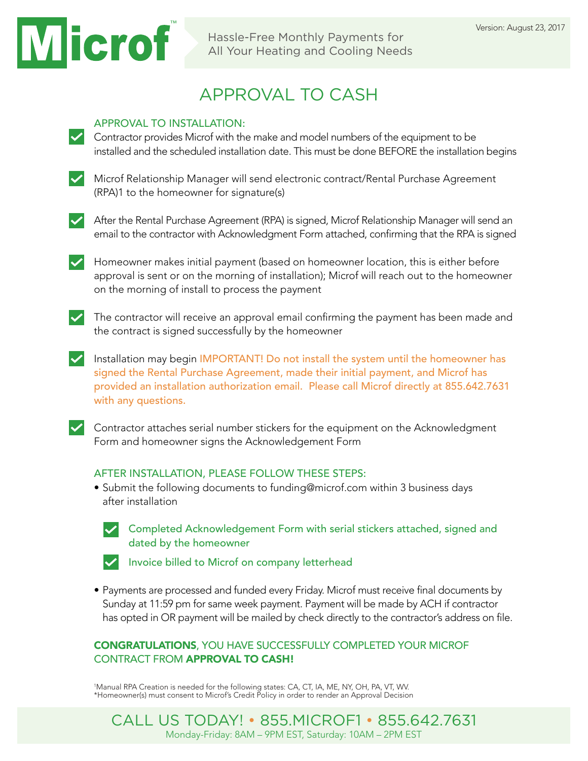Microf™

Hassle-Free Monthly Payments for All Your Heating and Cooling Needs

Version: August 23, 2017

# APPROVAL TO CASH

## APPROVAL TO INSTALLATION:

- ✓ Contractor provides Microf with the make and model numbers of the equipment to be installed and the scheduled installation date. This must be done BEFORE the installation begins

- ✓ Microf Relationship Manager will send electronic contract/Rental Purchase Agreement (RPA)1 to the homeowner for signature(s)

- ✓ After the Rental Purchase Agreement (RPA) is signed, Microf Relationship Manager will send an email to the contractor with Acknowledgment Form attached, confirming that the RPA is signed

- ✓ Homeowner makes initial payment (based on homeowner location, this is either before approval is sent or on the morning of installation); Microf will reach out to the homeowner on the morning of install to process the payment

- ✓ The contractor will receive an approval email confirming the payment has been made and the contract is signed successfully by the homeowner

- ✓ Installation may begin IMPORTANT! Do not install the system until the homeowner has signed the Rental Purchase Agreement, made their initial payment, and Microf has provided an installation authorization email. Please call Microf directly at 855.642.7631 with any questions.

- ✓ Contractor attaches serial number stickers for the equipment on the Acknowledgment Form and homeowner signs the Acknowledgement Form

## AFTER INSTALLATION, PLEASE FOLLOW THESE STEPS:

- Submit the following documents to funding@microf.com within 3 business days after installation
  - ✓ Completed Acknowledgement Form with serial stickers attached, signed and dated by the homeowner
  - ✓ Invoice billed to Microf on company letterhead
- Payments are processed and funded every Friday. Microf must receive final documents by Sunday at 11:59 pm for same week payment. Payment will be made by ACH if contractor has opted in OR payment will be mailed by check directly to the contractor's address on file.

**CONGRATULATIONS**, YOU HAVE SUCCESSFULLY COMPLETED YOUR MICROF CONTRACT FROM **APPROVAL TO CASH!**

[1]Manual RPA Creation is needed for the following states: CA, CT, IA, ME, NY, OH, PA, VT, WV.
*Homeowner(s) must consent to Microf's Credit Policy in order to render an Approval Decision

CALL US TODAY! • 855.MICROF1 • 855.642.7631
Monday-Friday: 8AM – 9PM EST, Saturday: 10AM – 2PM EST